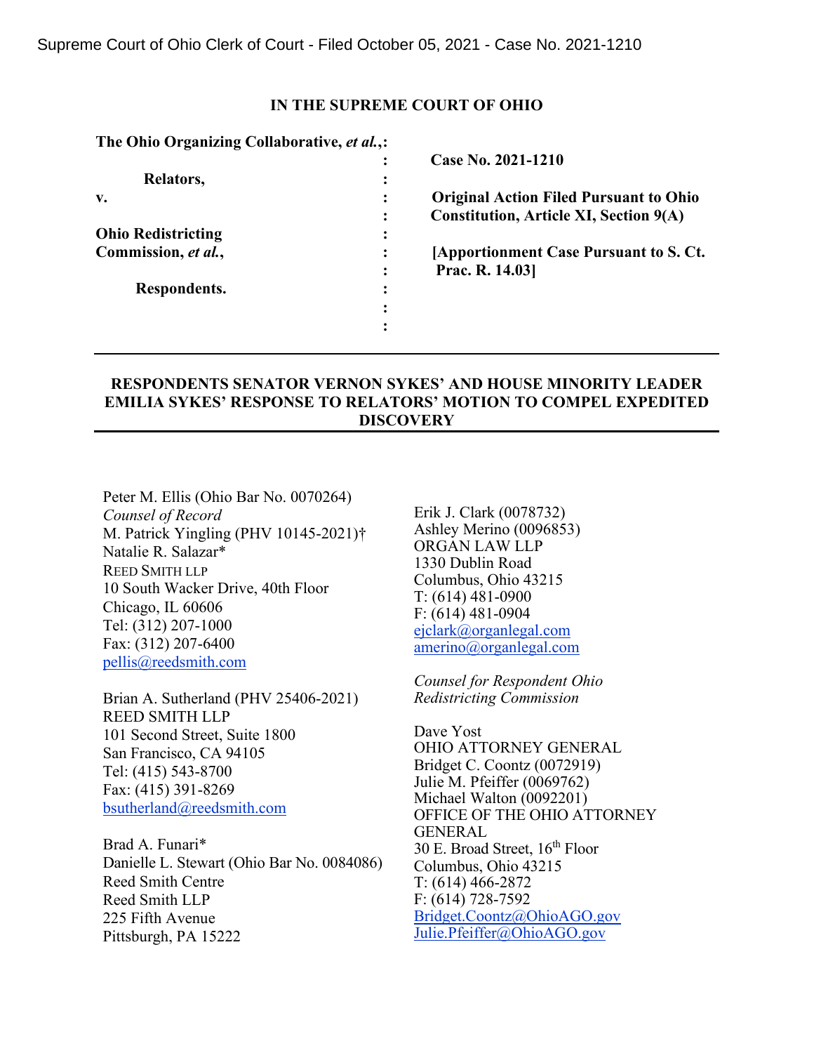Supreme Court of Ohio Clerk of Court - Filed October 05, 2021 - Case No. 2021-1210

**IN THE SUPREME COURT OF OHIO**

| | | |
|---|---|---|
| **The Ohio Organizing Collaborative, *et al.*,** | : | |
| | : | **Case No. 2021-1210** |
| **Relators,** | : | |
| **v.** | : | **Original Action Filed Pursuant to Ohio** |
| | : | **Constitution, Article XI, Section 9(A)** |
| **Ohio Redistricting** | : | |
| **Commission, *et al.*,** | : | **[Apportionment Case Pursuant to S. Ct.** |
| | : | **Prac. R. 14.03]** |
| **Respondents.** | : | |
| | : | |
| | : | |

---

**RESPONDENTS SENATOR VERNON SYKES' AND HOUSE MINORITY LEADER EMILIA SYKES' RESPONSE TO RELATORS' MOTION TO COMPEL EXPEDITED DISCOVERY**

---

Peter M. Ellis (Ohio Bar No. 0070264)
*Counsel of Record*
M. Patrick Yingling (PHV 10145-2021)†
Natalie R. Salazar*
REED SMITH LLP
10 South Wacker Drive, 40th Floor
Chicago, IL 60606
Tel: (312) 207-1000
Fax: (312) 207-6400
pellis@reedsmith.com

Brian A. Sutherland (PHV 25406-2021)
REED SMITH LLP
101 Second Street, Suite 1800
San Francisco, CA 94105
Tel: (415) 543-8700
Fax: (415) 391-8269
bsutherland@reedsmith.com

Brad A. Funari*
Danielle L. Stewart (Ohio Bar No. 0084086)
Reed Smith Centre
Reed Smith LLP
225 Fifth Avenue
Pittsburgh, PA 15222

Erik J. Clark (0078732)
Ashley Merino (0096853)
ORGAN LAW LLP
1330 Dublin Road
Columbus, Ohio 43215
T: (614) 481-0900
F: (614) 481-0904
ejclark@organlegal.com
amerino@organlegal.com

*Counsel for Respondent Ohio Redistricting Commission*

Dave Yost
OHIO ATTORNEY GENERAL
Bridget C. Coontz (0072919)
Julie M. Pfeiffer (0069762)
Michael Walton (0092201)
OFFICE OF THE OHIO ATTORNEY GENERAL
30 E. Broad Street, 16th Floor
Columbus, Ohio 43215
T: (614) 466-2872
F: (614) 728-7592
Bridget.Coontz@OhioAGO.gov
Julie.Pfeiffer@OhioAGO.gov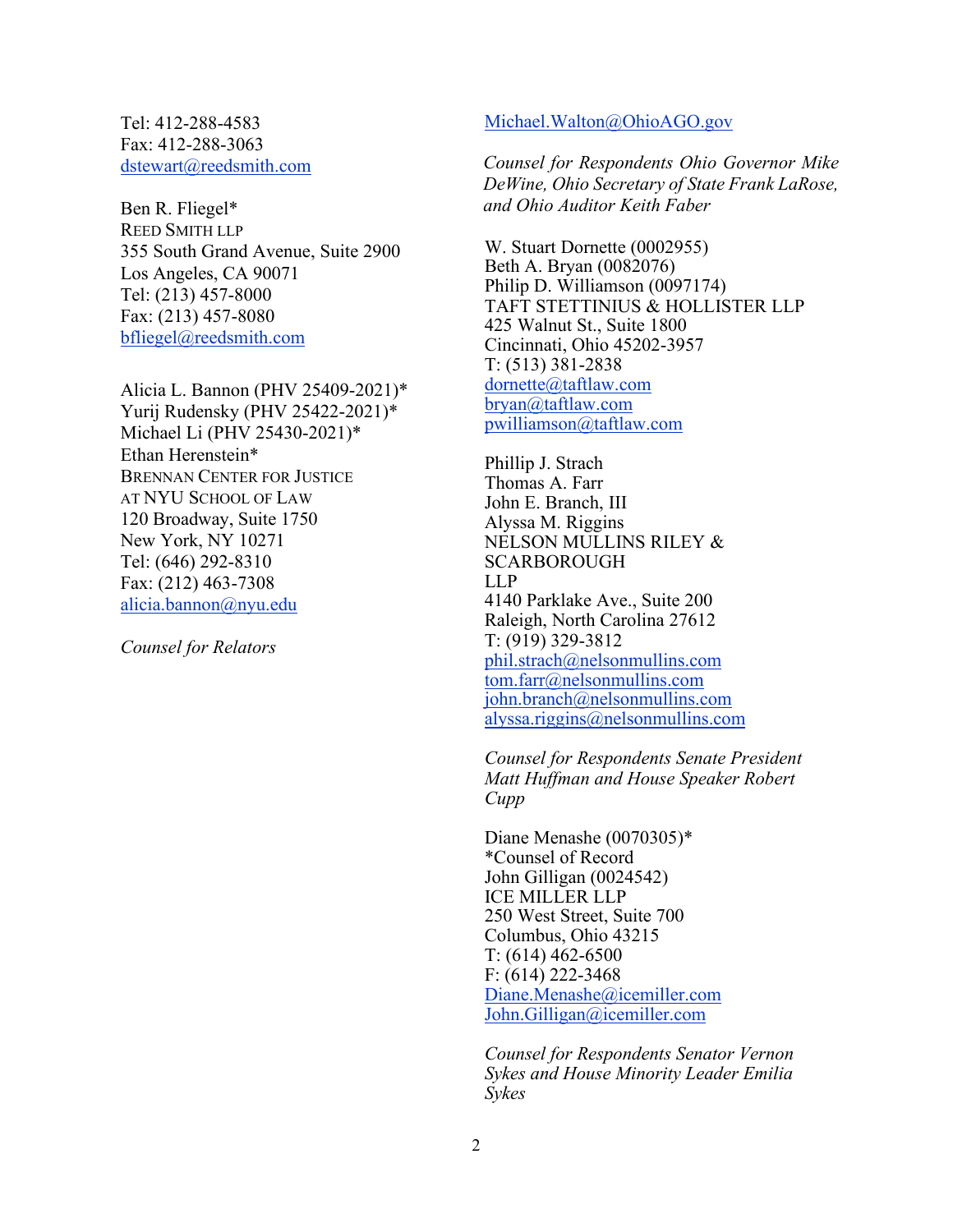Tel: 412-288-4583
Fax: 412-288-3063
dstewart@reedsmith.com

Ben R. Fliegel*
REED SMITH LLP
355 South Grand Avenue, Suite 2900
Los Angeles, CA 90071
Tel: (213) 457-8000
Fax: (213) 457-8080
bfliegel@reedsmith.com

Alicia L. Bannon (PHV 25409-2021)*
Yurij Rudensky (PHV 25422-2021)*
Michael Li (PHV 25430-2021)*
Ethan Herenstein*
BRENNAN CENTER FOR JUSTICE
AT NYU SCHOOL OF LAW
120 Broadway, Suite 1750
New York, NY 10271
Tel: (646) 292-8310
Fax: (212) 463-7308
alicia.bannon@nyu.edu

*Counsel for Relators*

Michael.Walton@OhioAGO.gov

*Counsel for Respondents Ohio Governor Mike DeWine, Ohio Secretary of State Frank LaRose, and Ohio Auditor Keith Faber*

W. Stuart Dornette (0002955)
Beth A. Bryan (0082076)
Philip D. Williamson (0097174)
TAFT STETTINIUS & HOLLISTER LLP
425 Walnut St., Suite 1800
Cincinnati, Ohio 45202-3957
T: (513) 381-2838
dornette@taftlaw.com
bryan@taftlaw.com
pwilliamson@taftlaw.com

Phillip J. Strach
Thomas A. Farr
John E. Branch, III
Alyssa M. Riggins
NELSON MULLINS RILEY & SCARBOROUGH LLP
4140 Parklake Ave., Suite 200
Raleigh, North Carolina 27612
T: (919) 329-3812
phil.strach@nelsonmullins.com
tom.farr@nelsonmullins.com
john.branch@nelsonmullins.com
alyssa.riggins@nelsonmullins.com

*Counsel for Respondents Senate President Matt Huffman and House Speaker Robert Cupp*

Diane Menashe (0070305)*
*Counsel of Record
John Gilligan (0024542)
ICE MILLER LLP
250 West Street, Suite 700
Columbus, Ohio 43215
T: (614) 462-6500
F: (614) 222-3468
Diane.Menashe@icemiller.com
John.Gilligan@icemiller.com

*Counsel for Respondents Senator Vernon Sykes and House Minority Leader Emilia Sykes*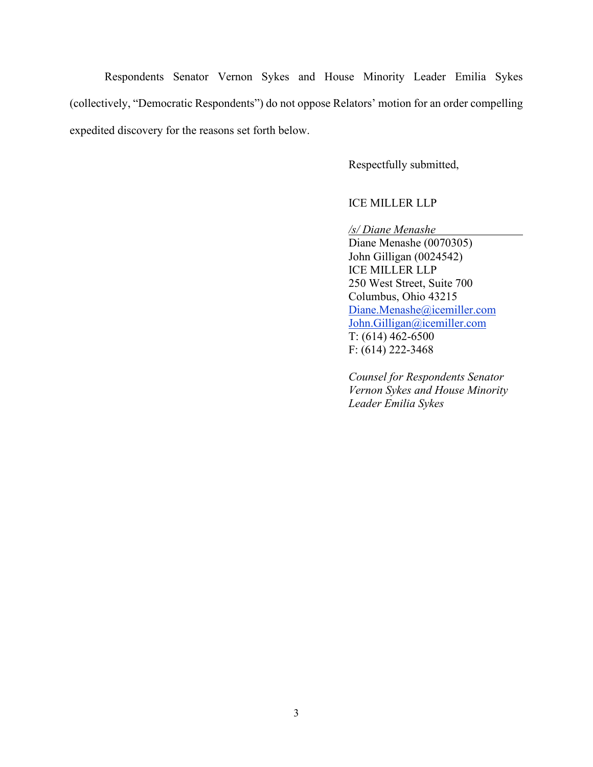Respondents Senator Vernon Sykes and House Minority Leader Emilia Sykes (collectively, "Democratic Respondents") do not oppose Relators' motion for an order compelling expedited discovery for the reasons set forth below.

Respectfully submitted,

ICE MILLER LLP

*/s/ Diane Menashe*
Diane Menashe (0070305)
John Gilligan (0024542)
ICE MILLER LLP
250 West Street, Suite 700
Columbus, Ohio 43215
Diane.Menashe@icemiller.com
John.Gilligan@icemiller.com
T: (614) 462-6500
F: (614) 222-3468

*Counsel for Respondents Senator Vernon Sykes and House Minority Leader Emilia Sykes*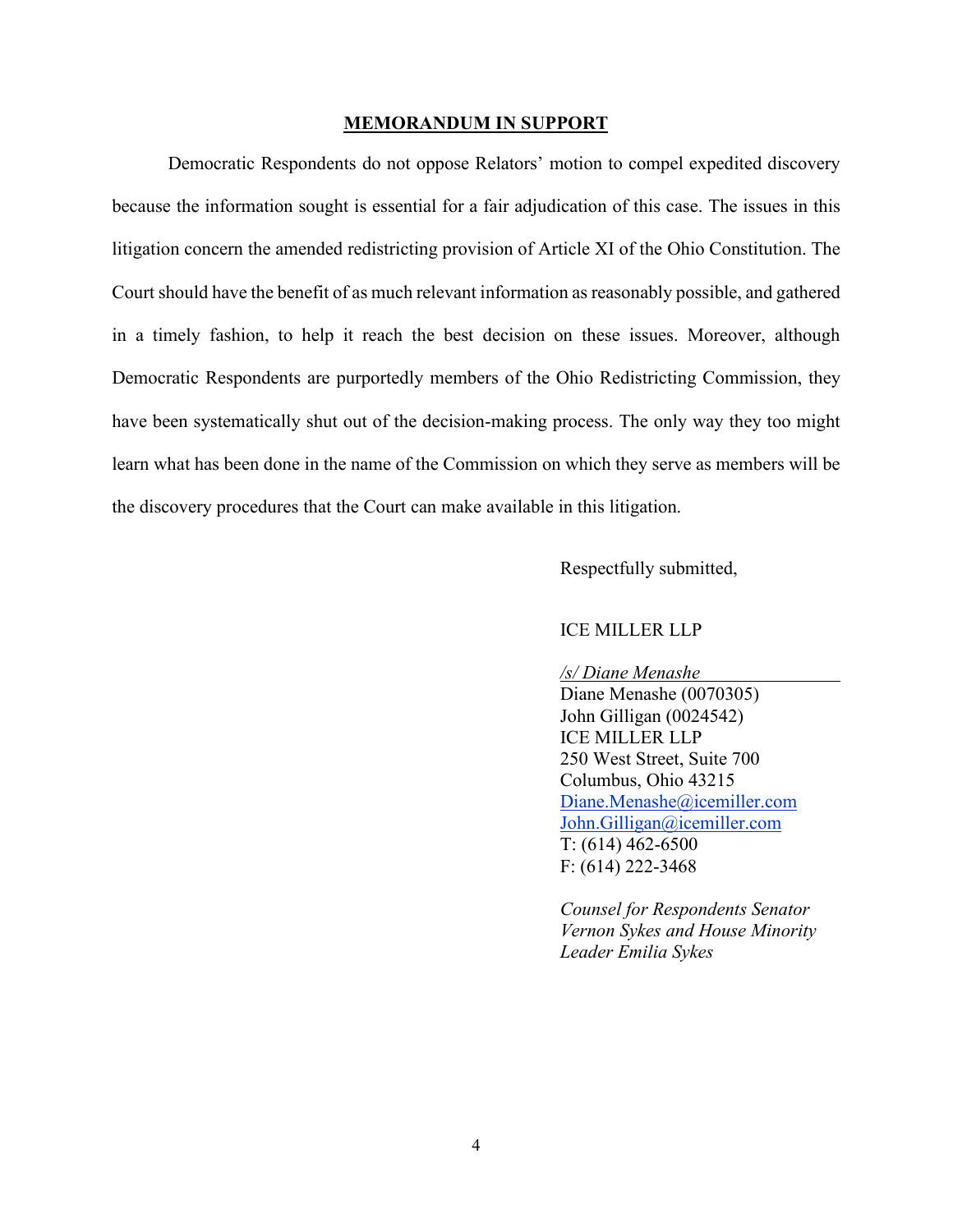## MEMORANDUM IN SUPPORT

Democratic Respondents do not oppose Relators' motion to compel expedited discovery because the information sought is essential for a fair adjudication of this case. The issues in this litigation concern the amended redistricting provision of Article XI of the Ohio Constitution. The Court should have the benefit of as much relevant information as reasonably possible, and gathered in a timely fashion, to help it reach the best decision on these issues. Moreover, although Democratic Respondents are purportedly members of the Ohio Redistricting Commission, they have been systematically shut out of the decision-making process. The only way they too might learn what has been done in the name of the Commission on which they serve as members will be the discovery procedures that the Court can make available in this litigation.

Respectfully submitted,

ICE MILLER LLP

*/s/ Diane Menashe*
Diane Menashe (0070305)
John Gilligan (0024542)
ICE MILLER LLP
250 West Street, Suite 700
Columbus, Ohio 43215
Diane.Menashe@icemiller.com
John.Gilligan@icemiller.com
T: (614) 462-6500
F: (614) 222-3468

*Counsel for Respondents Senator Vernon Sykes and House Minority Leader Emilia Sykes*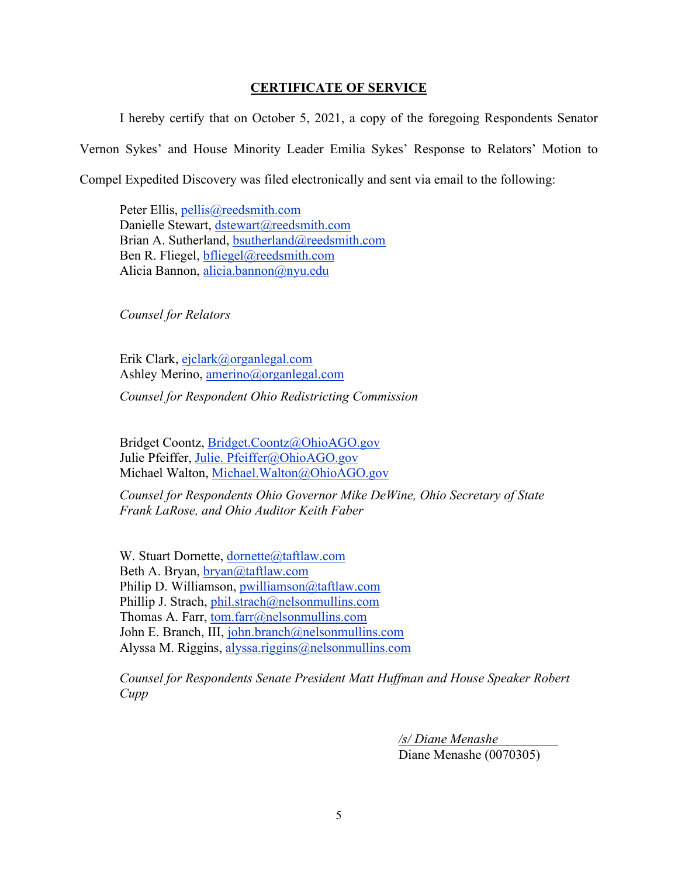## CERTIFICATE OF SERVICE

I hereby certify that on October 5, 2021, a copy of the foregoing Respondents Senator Vernon Sykes' and House Minority Leader Emilia Sykes' Response to Relators' Motion to Compel Expedited Discovery was filed electronically and sent via email to the following:

Peter Ellis, pellis@reedsmith.com
Danielle Stewart, dstewart@reedsmith.com
Brian A. Sutherland, bsutherland@reedsmith.com
Ben R. Fliegel, bfliegel@reedsmith.com
Alicia Bannon, alicia.bannon@nyu.edu

*Counsel for Relators*

Erik Clark, ejclark@organlegal.com
Ashley Merino, amerino@organlegal.com

*Counsel for Respondent Ohio Redistricting Commission*

Bridget Coontz, Bridget.Coontz@OhioAGO.gov
Julie Pfeiffer, Julie. Pfeiffer@OhioAGO.gov
Michael Walton, Michael.Walton@OhioAGO.gov

*Counsel for Respondents Ohio Governor Mike DeWine, Ohio Secretary of State Frank LaRose, and Ohio Auditor Keith Faber*

W. Stuart Dornette, dornette@taftlaw.com
Beth A. Bryan, bryan@taftlaw.com
Philip D. Williamson, pwilliamson@taftlaw.com
Phillip J. Strach, phil.strach@nelsonmullins.com
Thomas A. Farr, tom.farr@nelsonmullins.com
John E. Branch, III, john.branch@nelsonmullins.com
Alyssa M. Riggins, alyssa.riggins@nelsonmullins.com

*Counsel for Respondents Senate President Matt Huffman and House Speaker Robert Cupp*

*/s/ Diane Menashe*
Diane Menashe (0070305)